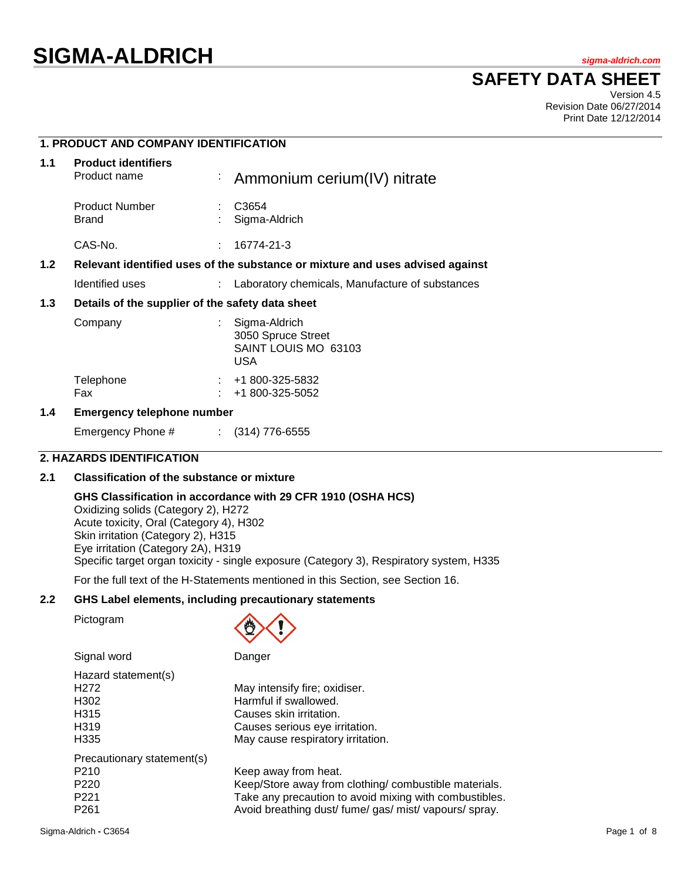# SIGMA-ALDRICH

sigma-aldrich.com

## SAFETY DATA SHEET

Version 4.5
Revision Date 06/27/2014
Print Date 12/12/2014

### 1. PRODUCT AND COMPANY IDENTIFICATION

**1.1 Product identifiers**

| | | |
|---|---|---|
| Product name | : | Ammonium cerium(IV) nitrate |
| Product Number | : | C3654 |
| Brand | : | Sigma-Aldrich |
| CAS-No. | : | 16774-21-3 |

**1.2 Relevant identified uses of the substance or mixture and uses advised against**

| | | |
|---|---|---|
| Identified uses | : | Laboratory chemicals, Manufacture of substances |

**1.3 Details of the supplier of the safety data sheet**

| | | |
|---|---|---|
| Company | : | Sigma-Aldrich<br>3050 Spruce Street<br>SAINT LOUIS MO 63103<br>USA |
| Telephone | : | +1 800-325-5832 |
| Fax | : | +1 800-325-5052 |

**1.4 Emergency telephone number**

| | | |
|---|---|---|
| Emergency Phone # | : | (314) 776-6555 |

### 2. HAZARDS IDENTIFICATION

**2.1 Classification of the substance or mixture**

**GHS Classification in accordance with 29 CFR 1910 (OSHA HCS)**
Oxidizing solids (Category 2), H272
Acute toxicity, Oral (Category 4), H302
Skin irritation (Category 2), H315
Eye irritation (Category 2A), H319
Specific target organ toxicity - single exposure (Category 3), Respiratory system, H335

For the full text of the H-Statements mentioned in this Section, see Section 16.

**2.2 GHS Label elements, including precautionary statements**

Pictogram

Signal word: Danger

Hazard statement(s)

| | |
|---|---|
| H272 | May intensify fire; oxidiser. |
| H302 | Harmful if swallowed. |
| H315 | Causes skin irritation. |
| H319 | Causes serious eye irritation. |
| H335 | May cause respiratory irritation. |

Precautionary statement(s)

| | |
|---|---|
| P210 | Keep away from heat. |
| P220 | Keep/Store away from clothing/ combustible materials. |
| P221 | Take any precaution to avoid mixing with combustibles. |
| P261 | Avoid breathing dust/ fume/ gas/ mist/ vapours/ spray. |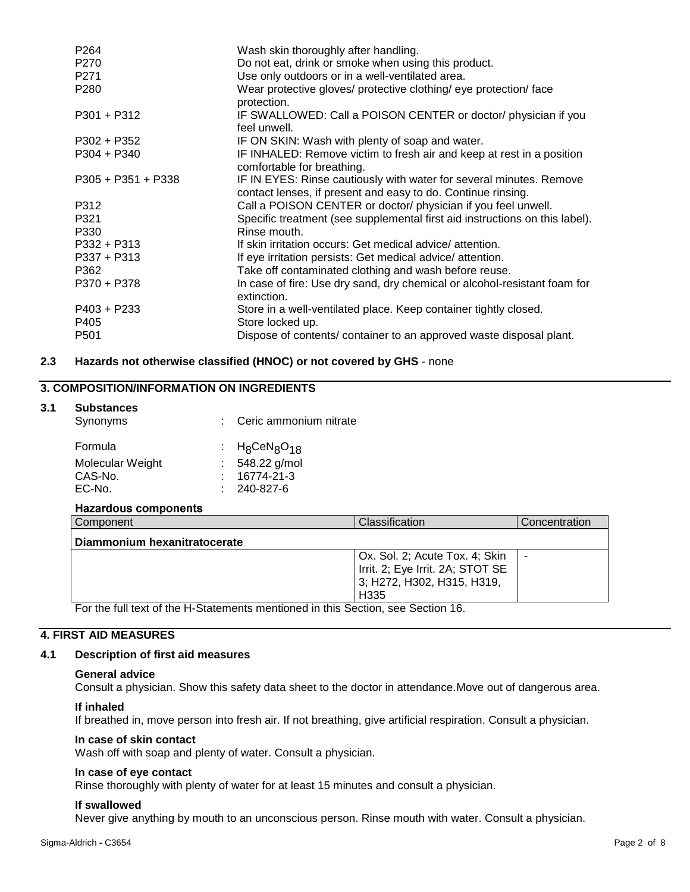| | |
|---|---|
| P264 | Wash skin thoroughly after handling. |
| P270 | Do not eat, drink or smoke when using this product. |
| P271 | Use only outdoors or in a well-ventilated area. |
| P280 | Wear protective gloves/ protective clothing/ eye protection/ face protection. |
| P301 + P312 | IF SWALLOWED: Call a POISON CENTER or doctor/ physician if you feel unwell. |
| P302 + P352 | IF ON SKIN: Wash with plenty of soap and water. |
| P304 + P340 | IF INHALED: Remove victim to fresh air and keep at rest in a position comfortable for breathing. |
| P305 + P351 + P338 | IF IN EYES: Rinse cautiously with water for several minutes. Remove contact lenses, if present and easy to do. Continue rinsing. |
| P312 | Call a POISON CENTER or doctor/ physician if you feel unwell. |
| P321 | Specific treatment (see supplemental first aid instructions on this label). |
| P330 | Rinse mouth. |
| P332 + P313 | If skin irritation occurs: Get medical advice/ attention. |
| P337 + P313 | If eye irritation persists: Get medical advice/ attention. |
| P362 | Take off contaminated clothing and wash before reuse. |
| P370 + P378 | In case of fire: Use dry sand, dry chemical or alcohol-resistant foam for extinction. |
| P403 + P233 | Store in a well-ventilated place. Keep container tightly closed. |
| P405 | Store locked up. |
| P501 | Dispose of contents/ container to an approved waste disposal plant. |

### 2.3 Hazards not otherwise classified (HNOC) or not covered by GHS - none

## 3. COMPOSITION/INFORMATION ON INGREDIENTS

### 3.1 Substances

Synonyms : Ceric ammonium nitrate

Formula : $H_8CeN_8O_{18}$

Molecular Weight : 548.22 g/mol

CAS-No. : 16774-21-3

EC-No. : 240-827-6

**Hazardous components**

| Component | Classification | Concentration |
|---|---|---|
| **Diammonium hexanitratocerate** | | |
| | Ox. Sol. 2; Acute Tox. 4; Skin Irrit. 2; Eye Irrit. 2A; STOT SE 3; H272, H302, H315, H319, H335 | - |

For the full text of the H-Statements mentioned in this Section, see Section 16.

## 4. FIRST AID MEASURES

### 4.1 Description of first aid measures

**General advice**

Consult a physician. Show this safety data sheet to the doctor in attendance.Move out of dangerous area.

**If inhaled**

If breathed in, move person into fresh air. If not breathing, give artificial respiration. Consult a physician.

**In case of skin contact**

Wash off with soap and plenty of water. Consult a physician.

**In case of eye contact**

Rinse thoroughly with plenty of water for at least 15 minutes and consult a physician.

**If swallowed**

Never give anything by mouth to an unconscious person. Rinse mouth with water. Consult a physician.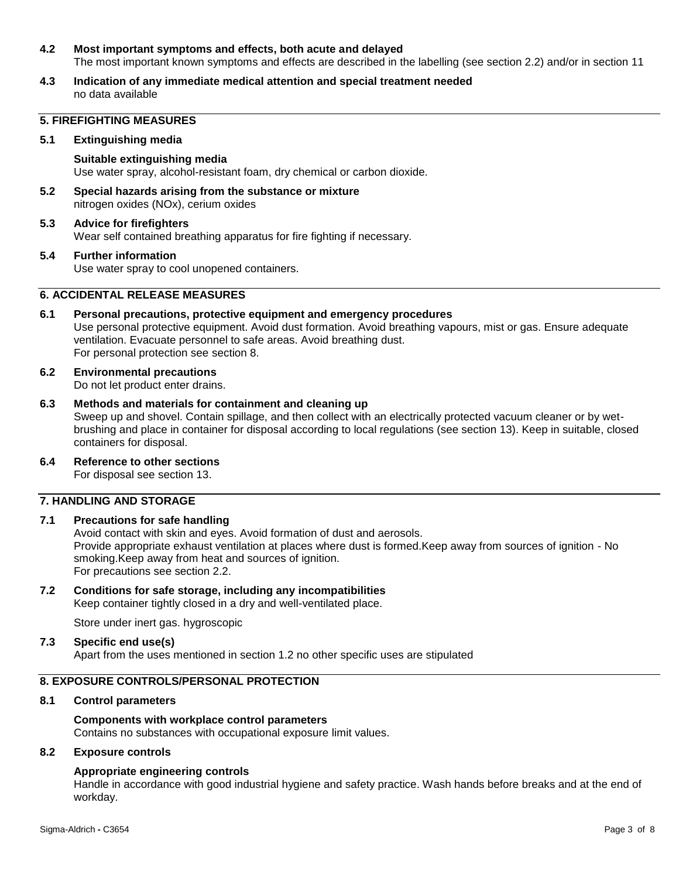**4.2 Most important symptoms and effects, both acute and delayed**
The most important known symptoms and effects are described in the labelling (see section 2.2) and/or in section 11

**4.3 Indication of any immediate medical attention and special treatment needed**
no data available

## 5. FIREFIGHTING MEASURES

**5.1 Extinguishing media**

**Suitable extinguishing media**
Use water spray, alcohol-resistant foam, dry chemical or carbon dioxide.

**5.2 Special hazards arising from the substance or mixture**
nitrogen oxides (NOx), cerium oxides

**5.3 Advice for firefighters**
Wear self contained breathing apparatus for fire fighting if necessary.

**5.4 Further information**
Use water spray to cool unopened containers.

## 6. ACCIDENTAL RELEASE MEASURES

**6.1 Personal precautions, protective equipment and emergency procedures**
Use personal protective equipment. Avoid dust formation. Avoid breathing vapours, mist or gas. Ensure adequate ventilation. Evacuate personnel to safe areas. Avoid breathing dust.
For personal protection see section 8.

**6.2 Environmental precautions**
Do not let product enter drains.

**6.3 Methods and materials for containment and cleaning up**
Sweep up and shovel. Contain spillage, and then collect with an electrically protected vacuum cleaner or by wet-brushing and place in container for disposal according to local regulations (see section 13). Keep in suitable, closed containers for disposal.

**6.4 Reference to other sections**
For disposal see section 13.

## 7. HANDLING AND STORAGE

**7.1 Precautions for safe handling**
Avoid contact with skin and eyes. Avoid formation of dust and aerosols.
Provide appropriate exhaust ventilation at places where dust is formed.Keep away from sources of ignition - No smoking.Keep away from heat and sources of ignition.
For precautions see section 2.2.

**7.2 Conditions for safe storage, including any incompatibilities**
Keep container tightly closed in a dry and well-ventilated place.

Store under inert gas. hygroscopic

**7.3 Specific end use(s)**
Apart from the uses mentioned in section 1.2 no other specific uses are stipulated

## 8. EXPOSURE CONTROLS/PERSONAL PROTECTION

**8.1 Control parameters**

**Components with workplace control parameters**
Contains no substances with occupational exposure limit values.

**8.2 Exposure controls**

**Appropriate engineering controls**
Handle in accordance with good industrial hygiene and safety practice. Wash hands before breaks and at the end of workday.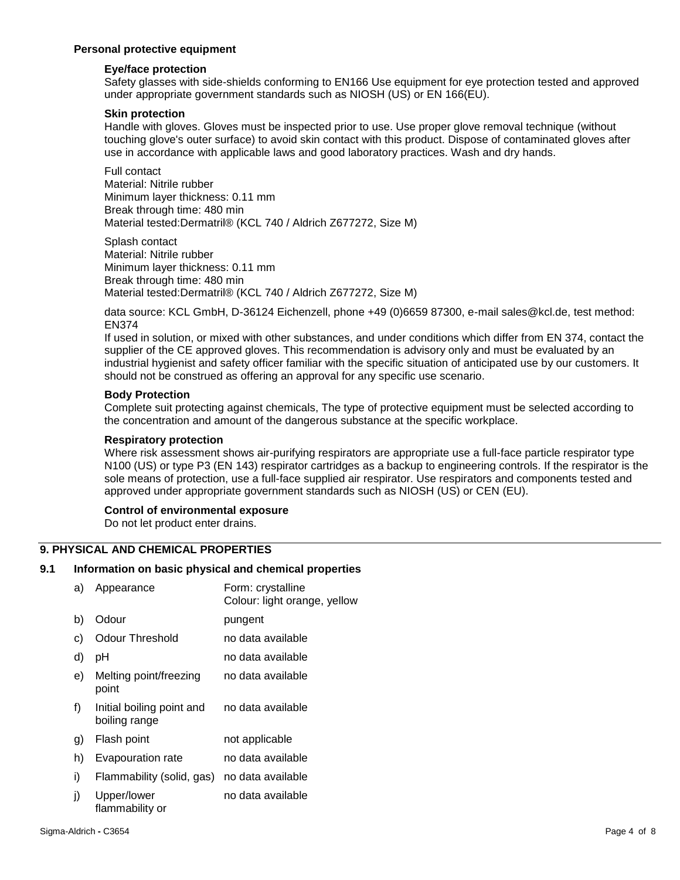### Personal protective equipment

**Eye/face protection**

Safety glasses with side-shields conforming to EN166 Use equipment for eye protection tested and approved under appropriate government standards such as NIOSH (US) or EN 166(EU).

**Skin protection**

Handle with gloves. Gloves must be inspected prior to use. Use proper glove removal technique (without touching glove's outer surface) to avoid skin contact with this product. Dispose of contaminated gloves after use in accordance with applicable laws and good laboratory practices. Wash and dry hands.

Full contact
Material: Nitrile rubber
Minimum layer thickness: 0.11 mm
Break through time: 480 min
Material tested:Dermatril® (KCL 740 / Aldrich Z677272, Size M)

Splash contact
Material: Nitrile rubber
Minimum layer thickness: 0.11 mm
Break through time: 480 min
Material tested:Dermatril® (KCL 740 / Aldrich Z677272, Size M)

data source: KCL GmbH, D-36124 Eichenzell, phone +49 (0)6659 87300, e-mail sales@kcl.de, test method: EN374
If used in solution, or mixed with other substances, and under conditions which differ from EN 374, contact the supplier of the CE approved gloves. This recommendation is advisory only and must be evaluated by an industrial hygienist and safety officer familiar with the specific situation of anticipated use by our customers. It should not be construed as offering an approval for any specific use scenario.

**Body Protection**

Complete suit protecting against chemicals, The type of protective equipment must be selected according to the concentration and amount of the dangerous substance at the specific workplace.

**Respiratory protection**

Where risk assessment shows air-purifying respirators are appropriate use a full-face particle respirator type N100 (US) or type P3 (EN 143) respirator cartridges as a backup to engineering controls. If the respirator is the sole means of protection, use a full-face supplied air respirator. Use respirators and components tested and approved under appropriate government standards such as NIOSH (US) or CEN (EU).

**Control of environmental exposure**

Do not let product enter drains.

## 9. PHYSICAL AND CHEMICAL PROPERTIES

### 9.1 Information on basic physical and chemical properties

| | | |
|---|---|---|
| a) | Appearance | Form: crystalline<br>Colour: light orange, yellow |
| b) | Odour | pungent |
| c) | Odour Threshold | no data available |
| d) | pH | no data available |
| e) | Melting point/freezing point | no data available |
| f) | Initial boiling point and boiling range | no data available |
| g) | Flash point | not applicable |
| h) | Evapouration rate | no data available |
| i) | Flammability (solid, gas) | no data available |
| j) | Upper/lower flammability or | no data available |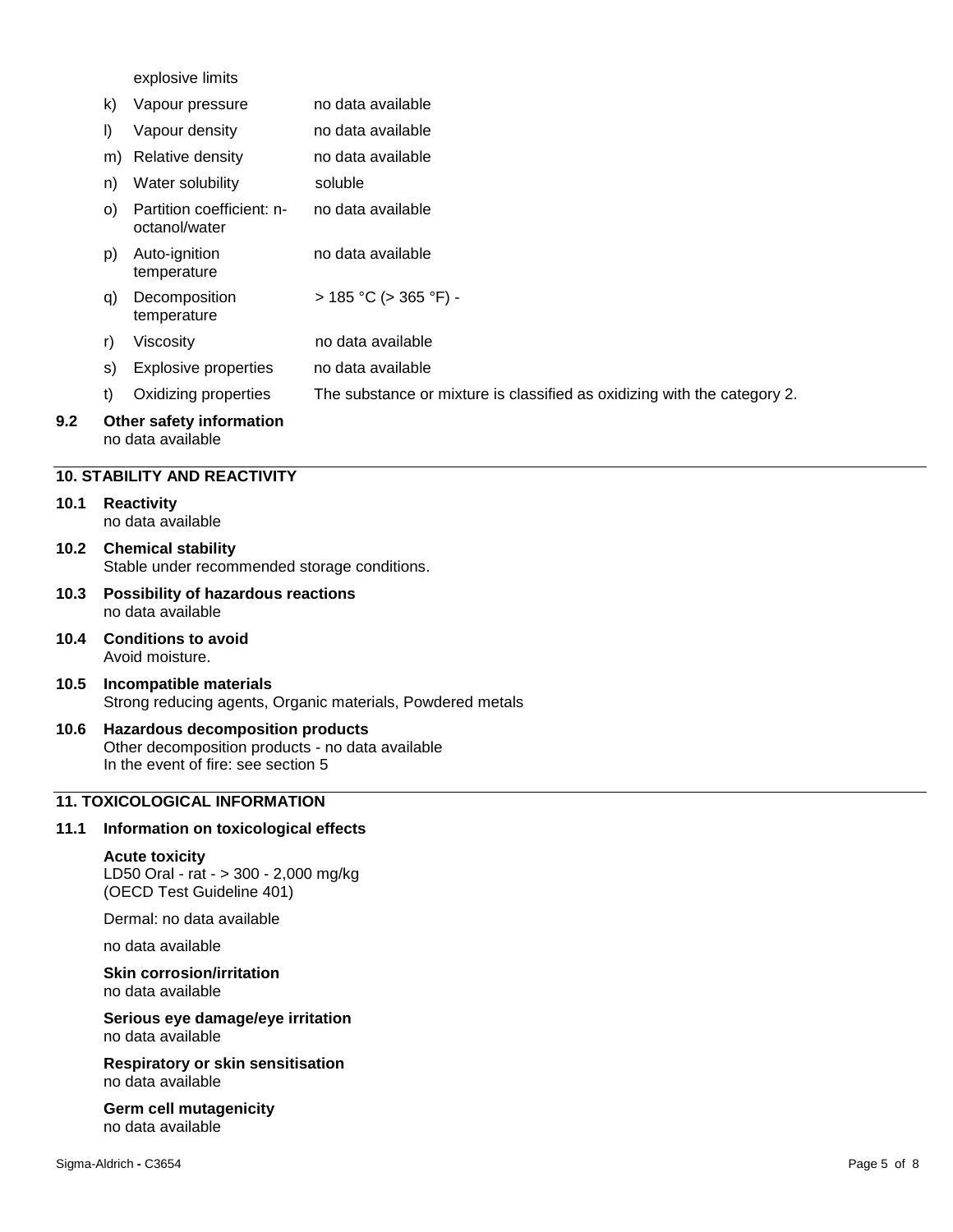explosive limits

| | | |
|---|---|---|
| k) | Vapour pressure | no data available |
| l) | Vapour density | no data available |
| m) | Relative density | no data available |
| n) | Water solubility | soluble |
| o) | Partition coefficient: n-octanol/water | no data available |
| p) | Auto-ignition temperature | no data available |
| q) | Decomposition temperature | > 185 °C (> 365 °F) - |
| r) | Viscosity | no data available |
| s) | Explosive properties | no data available |
| t) | Oxidizing properties | The substance or mixture is classified as oxidizing with the category 2. |

**9.2 Other safety information**
no data available

## 10. STABILITY AND REACTIVITY

**10.1 Reactivity**
no data available

**10.2 Chemical stability**
Stable under recommended storage conditions.

**10.3 Possibility of hazardous reactions**
no data available

**10.4 Conditions to avoid**
Avoid moisture.

**10.5 Incompatible materials**
Strong reducing agents, Organic materials, Powdered metals

**10.6 Hazardous decomposition products**
Other decomposition products - no data available
In the event of fire: see section 5

## 11. TOXICOLOGICAL INFORMATION

**11.1 Information on toxicological effects**

**Acute toxicity**
LD50 Oral - rat - > 300 - 2,000 mg/kg
(OECD Test Guideline 401)

Dermal: no data available

no data available

**Skin corrosion/irritation**
no data available

**Serious eye damage/eye irritation**
no data available

**Respiratory or skin sensitisation**
no data available

**Germ cell mutagenicity**
no data available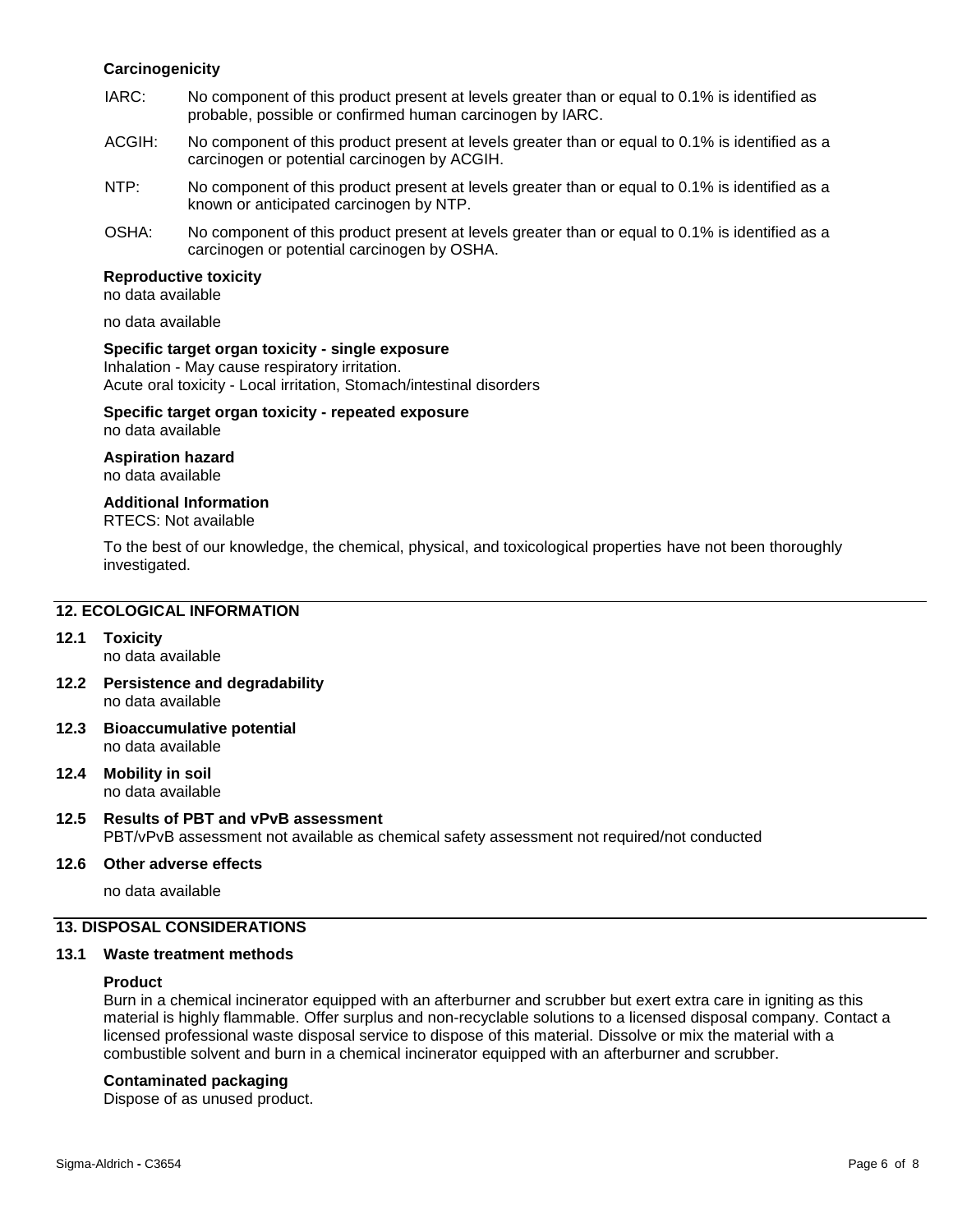**Carcinogenicity**

IARC: No component of this product present at levels greater than or equal to 0.1% is identified as probable, possible or confirmed human carcinogen by IARC.

ACGIH: No component of this product present at levels greater than or equal to 0.1% is identified as a carcinogen or potential carcinogen by ACGIH.

NTP: No component of this product present at levels greater than or equal to 0.1% is identified as a known or anticipated carcinogen by NTP.

OSHA: No component of this product present at levels greater than or equal to 0.1% is identified as a carcinogen or potential carcinogen by OSHA.

**Reproductive toxicity**
no data available

no data available

**Specific target organ toxicity - single exposure**
Inhalation - May cause respiratory irritation.
Acute oral toxicity - Local irritation, Stomach/intestinal disorders

**Specific target organ toxicity - repeated exposure**
no data available

**Aspiration hazard**
no data available

**Additional Information**
RTECS: Not available

To the best of our knowledge, the chemical, physical, and toxicological properties have not been thoroughly investigated.

## 12. ECOLOGICAL INFORMATION

### 12.1 Toxicity
no data available

### 12.2 Persistence and degradability
no data available

### 12.3 Bioaccumulative potential
no data available

### 12.4 Mobility in soil
no data available

### 12.5 Results of PBT and vPvB assessment
PBT/vPvB assessment not available as chemical safety assessment not required/not conducted

### 12.6 Other adverse effects

no data available

## 13. DISPOSAL CONSIDERATIONS

### 13.1 Waste treatment methods

**Product**
Burn in a chemical incinerator equipped with an afterburner and scrubber but exert extra care in igniting as this material is highly flammable. Offer surplus and non-recyclable solutions to a licensed disposal company. Contact a licensed professional waste disposal service to dispose of this material. Dissolve or mix the material with a combustible solvent and burn in a chemical incinerator equipped with an afterburner and scrubber.

**Contaminated packaging**
Dispose of as unused product.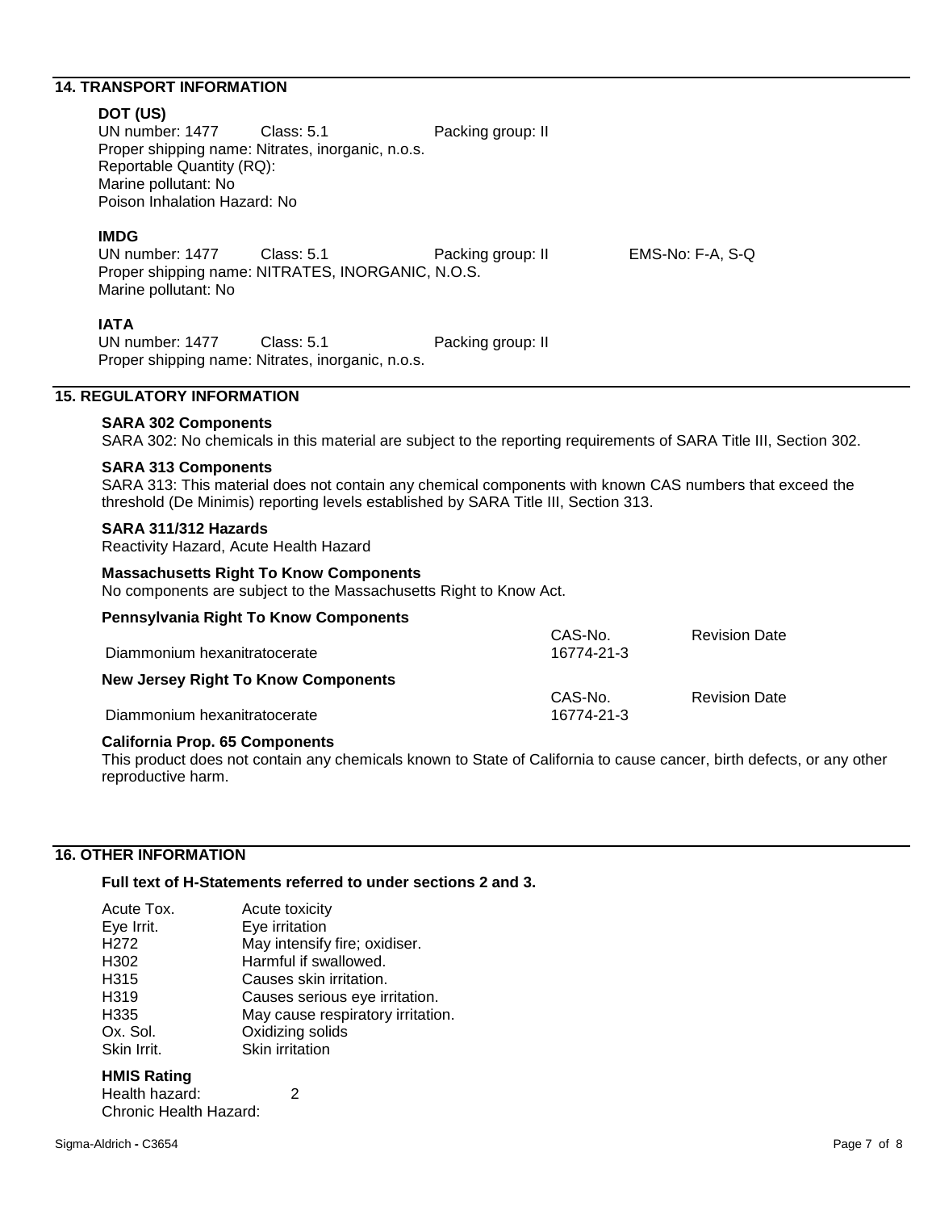## 14. TRANSPORT INFORMATION

### DOT (US)

UN number: 1477 Class: 5.1 Packing group: II
Proper shipping name: Nitrates, inorganic, n.o.s.
Reportable Quantity (RQ):
Marine pollutant: No
Poison Inhalation Hazard: No

### IMDG

UN number: 1477 Class: 5.1 Packing group: II EMS-No: F-A, S-Q
Proper shipping name: NITRATES, INORGANIC, N.O.S.
Marine pollutant: No

### IATA

UN number: 1477 Class: 5.1 Packing group: II
Proper shipping name: Nitrates, inorganic, n.o.s.

## 15. REGULATORY INFORMATION

**SARA 302 Components**
SARA 302: No chemicals in this material are subject to the reporting requirements of SARA Title III, Section 302.

**SARA 313 Components**
SARA 313: This material does not contain any chemical components with known CAS numbers that exceed the threshold (De Minimis) reporting levels established by SARA Title III, Section 313.

**SARA 311/312 Hazards**
Reactivity Hazard, Acute Health Hazard

**Massachusetts Right To Know Components**
No components are subject to the Massachusetts Right to Know Act.

**Pennsylvania Right To Know Components**

| | CAS-No. | Revision Date |
|---|---|---|
| Diammonium hexanitratocerate | 16774-21-3 | |

**New Jersey Right To Know Components**

| | CAS-No. | Revision Date |
|---|---|---|
| Diammonium hexanitratocerate | 16774-21-3 | |

**California Prop. 65 Components**
This product does not contain any chemicals known to State of California to cause cancer, birth defects, or any other reproductive harm.

## 16. OTHER INFORMATION

**Full text of H-Statements referred to under sections 2 and 3.**

| | |
|---|---|
| Acute Tox. | Acute toxicity |
| Eye Irrit. | Eye irritation |
| H272 | May intensify fire; oxidiser. |
| H302 | Harmful if swallowed. |
| H315 | Causes skin irritation. |
| H319 | Causes serious eye irritation. |
| H335 | May cause respiratory irritation. |
| Ox. Sol. | Oxidizing solids |
| Skin Irrit. | Skin irritation |

**HMIS Rating**
Health hazard: 2
Chronic Health Hazard: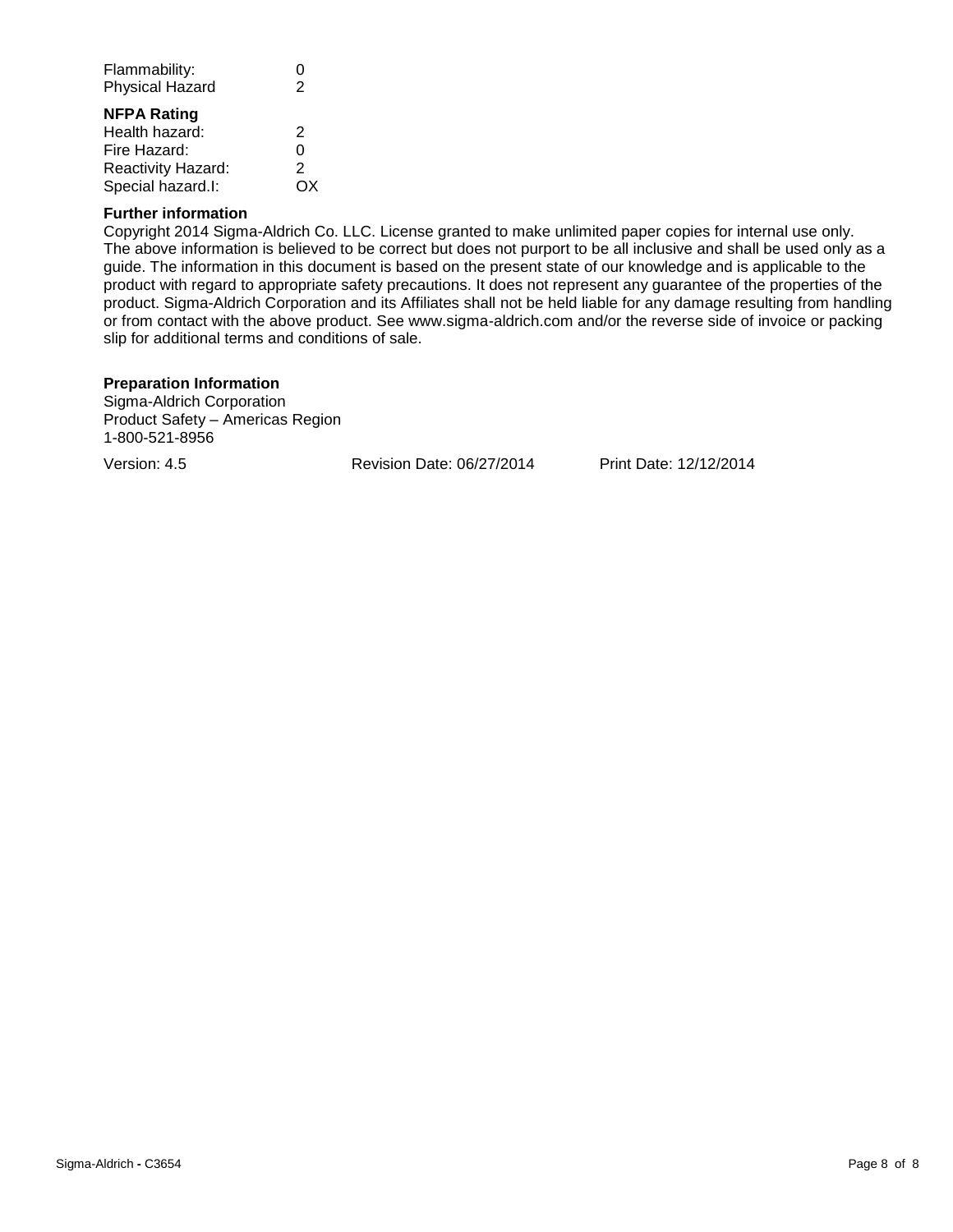| | |
|---|---|
| Flammability: | 0 |
| Physical Hazard | 2 |

**NFPA Rating**

| | |
|---|---|
| Health hazard: | 2 |
| Fire Hazard: | 0 |
| Reactivity Hazard: | 2 |
| Special hazard.I: | OX |

**Further information**

Copyright 2014 Sigma-Aldrich Co. LLC. License granted to make unlimited paper copies for internal use only.
The above information is believed to be correct but does not purport to be all inclusive and shall be used only as a guide. The information in this document is based on the present state of our knowledge and is applicable to the product with regard to appropriate safety precautions. It does not represent any guarantee of the properties of the product. Sigma-Aldrich Corporation and its Affiliates shall not be held liable for any damage resulting from handling or from contact with the above product. See www.sigma-aldrich.com and/or the reverse side of invoice or packing slip for additional terms and conditions of sale.

**Preparation Information**

Sigma-Aldrich Corporation
Product Safety – Americas Region
1-800-521-8956

Version: 4.5 Revision Date: 06/27/2014 Print Date: 12/12/2014